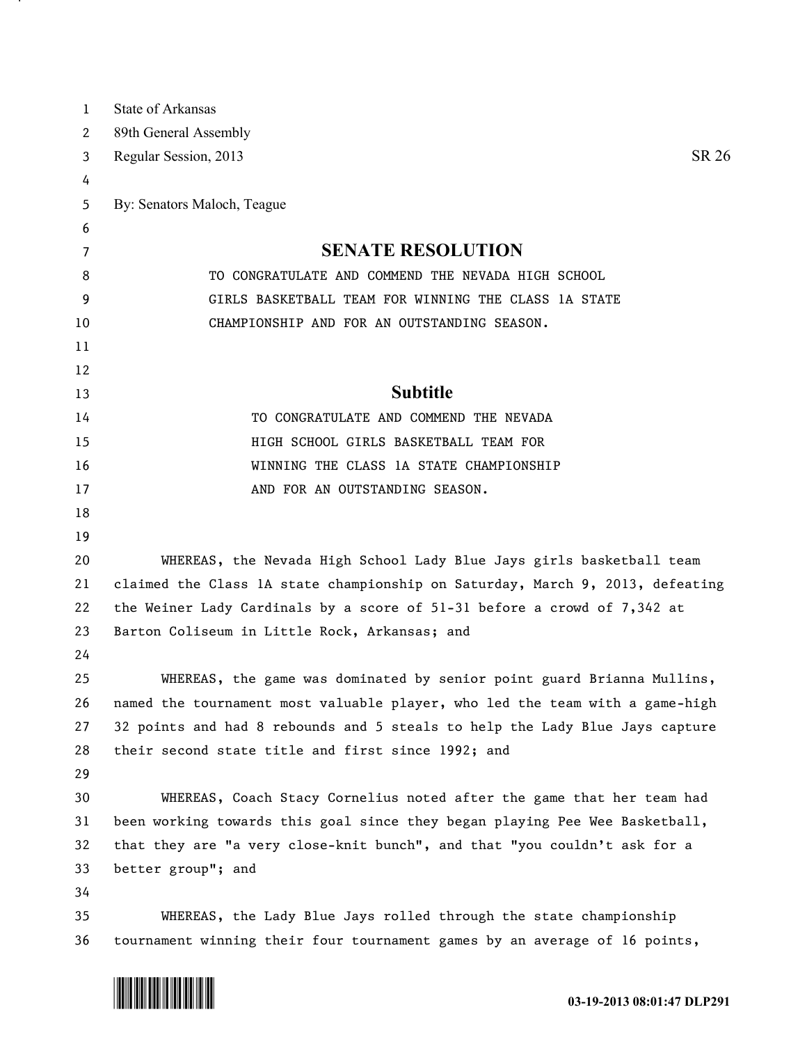State of Arkansas
89th General Assembly
Regular Session, 2013 SR 26

By: Senators Maloch, Teague

# SENATE RESOLUTION

TO CONGRATULATE AND COMMEND THE NEVADA HIGH SCHOOL GIRLS BASKETBALL TEAM FOR WINNING THE CLASS 1A STATE CHAMPIONSHIP AND FOR AN OUTSTANDING SEASON.

## Subtitle

TO CONGRATULATE AND COMMEND THE NEVADA HIGH SCHOOL GIRLS BASKETBALL TEAM FOR WINNING THE CLASS 1A STATE CHAMPIONSHIP AND FOR AN OUTSTANDING SEASON.

WHEREAS, the Nevada High School Lady Blue Jays girls basketball team claimed the Class 1A state championship on Saturday, March 9, 2013, defeating the Weiner Lady Cardinals by a score of 51-31 before a crowd of 7,342 at Barton Coliseum in Little Rock, Arkansas; and

WHEREAS, the game was dominated by senior point guard Brianna Mullins, named the tournament most valuable player, who led the team with a game-high 32 points and had 8 rebounds and 5 steals to help the Lady Blue Jays capture their second state title and first since 1992; and

WHEREAS, Coach Stacy Cornelius noted after the game that her team had been working towards this goal since they began playing Pee Wee Basketball, that they are "a very close-knit bunch", and that "you couldn't ask for a better group"; and

WHEREAS, the Lady Blue Jays rolled through the state championship tournament winning their four tournament games by an average of 16 points,

03-19-2013 08:01:47 DLP291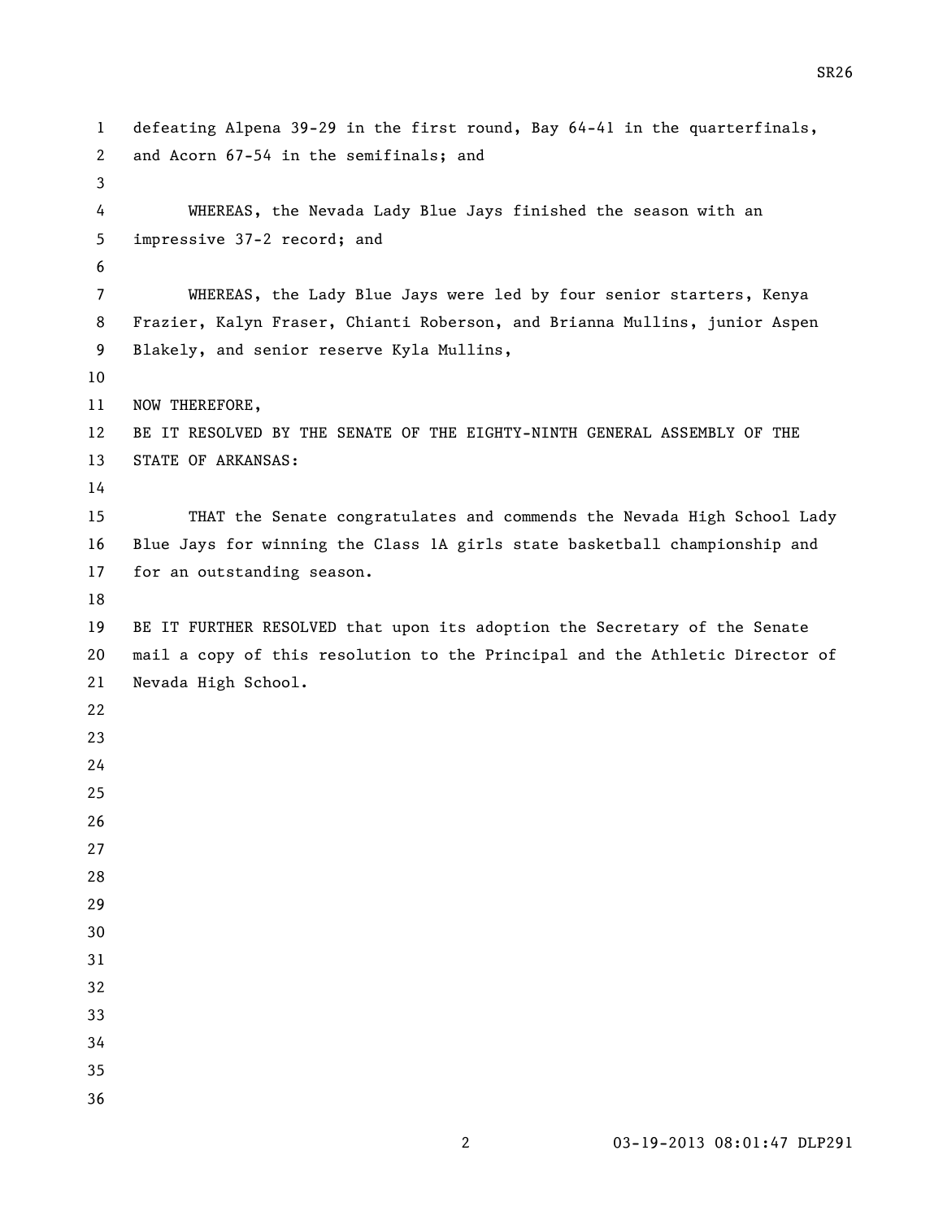defeating Alpena 39-29 in the first round, Bay 64-41 in the quarterfinals, and Acorn 67-54 in the semifinals; and

WHEREAS, the Nevada Lady Blue Jays finished the season with an impressive 37-2 record; and

WHEREAS, the Lady Blue Jays were led by four senior starters, Kenya Frazier, Kalyn Fraser, Chianti Roberson, and Brianna Mullins, junior Aspen Blakely, and senior reserve Kyla Mullins,

NOW THEREFORE,
BE IT RESOLVED BY THE SENATE OF THE EIGHTY-NINTH GENERAL ASSEMBLY OF THE STATE OF ARKANSAS:

THAT the Senate congratulates and commends the Nevada High School Lady Blue Jays for winning the Class 1A girls state basketball championship and for an outstanding season.

BE IT FURTHER RESOLVED that upon its adoption the Secretary of the Senate mail a copy of this resolution to the Principal and the Athletic Director of Nevada High School.